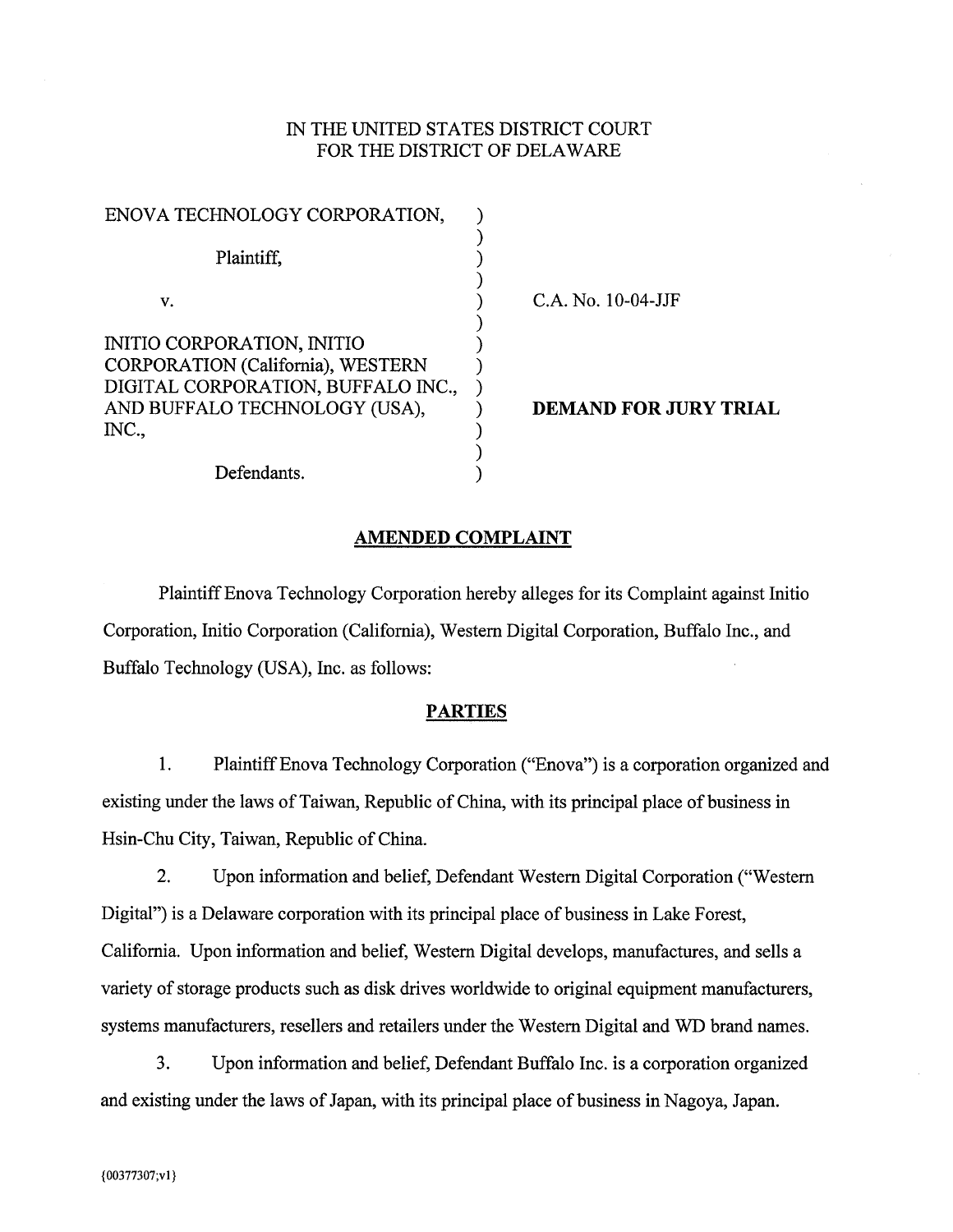IN THE UNITED STATES DISTRICT COURT
FOR THE DISTRICT OF DELAWARE

| | | |
|---|---|---|
| ENOVA TECHNOLOGY CORPORATION,<br><br>Plaintiff,<br><br>v.<br><br>INITIO CORPORATION, INITIO CORPORATION (California), WESTERN DIGITAL CORPORATION, BUFFALO INC., AND BUFFALO TECHNOLOGY (USA), INC.,<br><br>Defendants. | ) | C.A. No. 10-04-JJF<br><br>**DEMAND FOR JURY TRIAL** |

## AMENDED COMPLAINT

Plaintiff Enova Technology Corporation hereby alleges for its Complaint against Initio Corporation, Initio Corporation (California), Western Digital Corporation, Buffalo Inc., and Buffalo Technology (USA), Inc. as follows:

## PARTIES

1. Plaintiff Enova Technology Corporation ("Enova") is a corporation organized and existing under the laws of Taiwan, Republic of China, with its principal place of business in Hsin-Chu City, Taiwan, Republic of China.

2. Upon information and belief, Defendant Western Digital Corporation ("Western Digital") is a Delaware corporation with its principal place of business in Lake Forest, California. Upon information and belief, Western Digital develops, manufactures, and sells a variety of storage products such as disk drives worldwide to original equipment manufacturers, systems manufacturers, resellers and retailers under the Western Digital and WD brand names.

3. Upon information and belief, Defendant Buffalo Inc. is a corporation organized and existing under the laws of Japan, with its principal place of business in Nagoya, Japan.

{00377307;v1}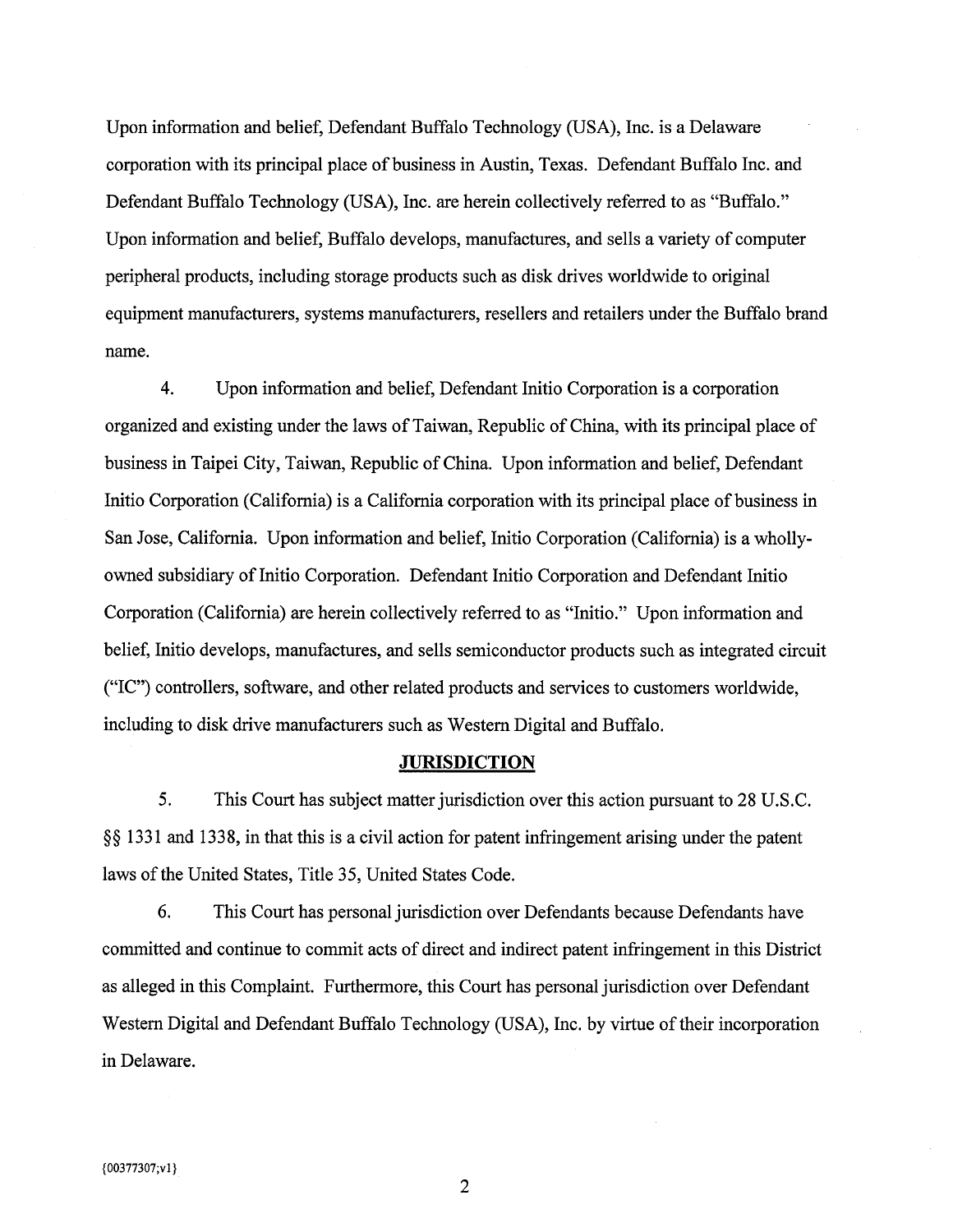Upon information and belief, Defendant Buffalo Technology (USA), Inc. is a Delaware corporation with its principal place of business in Austin, Texas. Defendant Buffalo Inc. and Defendant Buffalo Technology (USA), Inc. are herein collectively referred to as "Buffalo." Upon information and belief, Buffalo develops, manufactures, and sells a variety of computer peripheral products, including storage products such as disk drives worldwide to original equipment manufacturers, systems manufacturers, resellers and retailers under the Buffalo brand name.

4. Upon information and belief, Defendant Initio Corporation is a corporation organized and existing under the laws of Taiwan, Republic of China, with its principal place of business in Taipei City, Taiwan, Republic of China. Upon information and belief, Defendant Initio Corporation (California) is a California corporation with its principal place of business in San Jose, California. Upon information and belief, Initio Corporation (California) is a wholly-owned subsidiary of Initio Corporation. Defendant Initio Corporation and Defendant Initio Corporation (California) are herein collectively referred to as "Initio." Upon information and belief, Initio develops, manufactures, and sells semiconductor products such as integrated circuit ("IC") controllers, software, and other related products and services to customers worldwide, including to disk drive manufacturers such as Western Digital and Buffalo.

## JURISDICTION

5. This Court has subject matter jurisdiction over this action pursuant to 28 U.S.C. §§ 1331 and 1338, in that this is a civil action for patent infringement arising under the patent laws of the United States, Title 35, United States Code.

6. This Court has personal jurisdiction over Defendants because Defendants have committed and continue to commit acts of direct and indirect patent infringement in this District as alleged in this Complaint. Furthermore, this Court has personal jurisdiction over Defendant Western Digital and Defendant Buffalo Technology (USA), Inc. by virtue of their incorporation in Delaware.

{00377307;v1}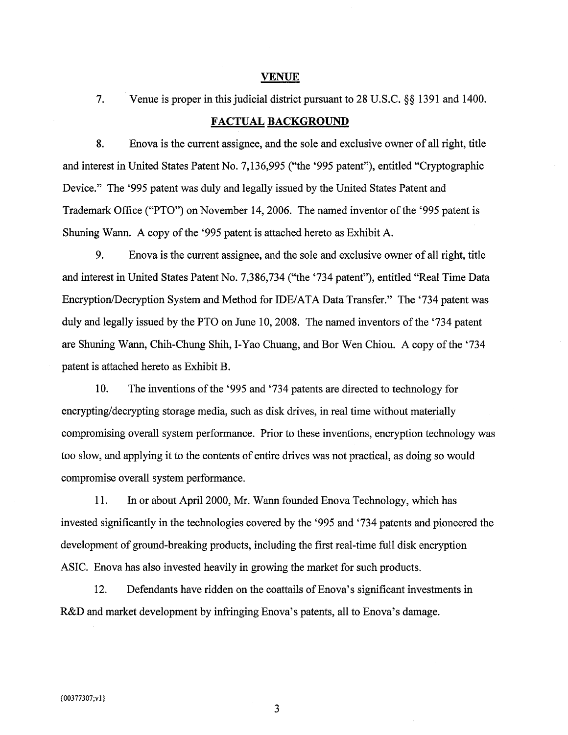## VENUE

7. Venue is proper in this judicial district pursuant to 28 U.S.C. §§ 1391 and 1400.

## FACTUAL BACKGROUND

8. Enova is the current assignee, and the sole and exclusive owner of all right, title and interest in United States Patent No. 7,136,995 ("the '995 patent"), entitled "Cryptographic Device." The '995 patent was duly and legally issued by the United States Patent and Trademark Office ("PTO") on November 14, 2006. The named inventor of the '995 patent is Shuning Wann. A copy of the '995 patent is attached hereto as Exhibit A.

9. Enova is the current assignee, and the sole and exclusive owner of all right, title and interest in United States Patent No. 7,386,734 ("the '734 patent"), entitled "Real Time Data Encryption/Decryption System and Method for IDE/ATA Data Transfer." The '734 patent was duly and legally issued by the PTO on June 10, 2008. The named inventors of the '734 patent are Shuning Wann, Chih-Chung Shih, I-Yao Chuang, and Bor Wen Chiou. A copy of the '734 patent is attached hereto as Exhibit B.

10. The inventions of the '995 and '734 patents are directed to technology for encrypting/decrypting storage media, such as disk drives, in real time without materially compromising overall system performance. Prior to these inventions, encryption technology was too slow, and applying it to the contents of entire drives was not practical, as doing so would compromise overall system performance.

11. In or about April 2000, Mr. Wann founded Enova Technology, which has invested significantly in the technologies covered by the '995 and '734 patents and pioneered the development of ground-breaking products, including the first real-time full disk encryption ASIC. Enova has also invested heavily in growing the market for such products.

12. Defendants have ridden on the coattails of Enova's significant investments in R&D and market development by infringing Enova's patents, all to Enova's damage.

{00377307;v1}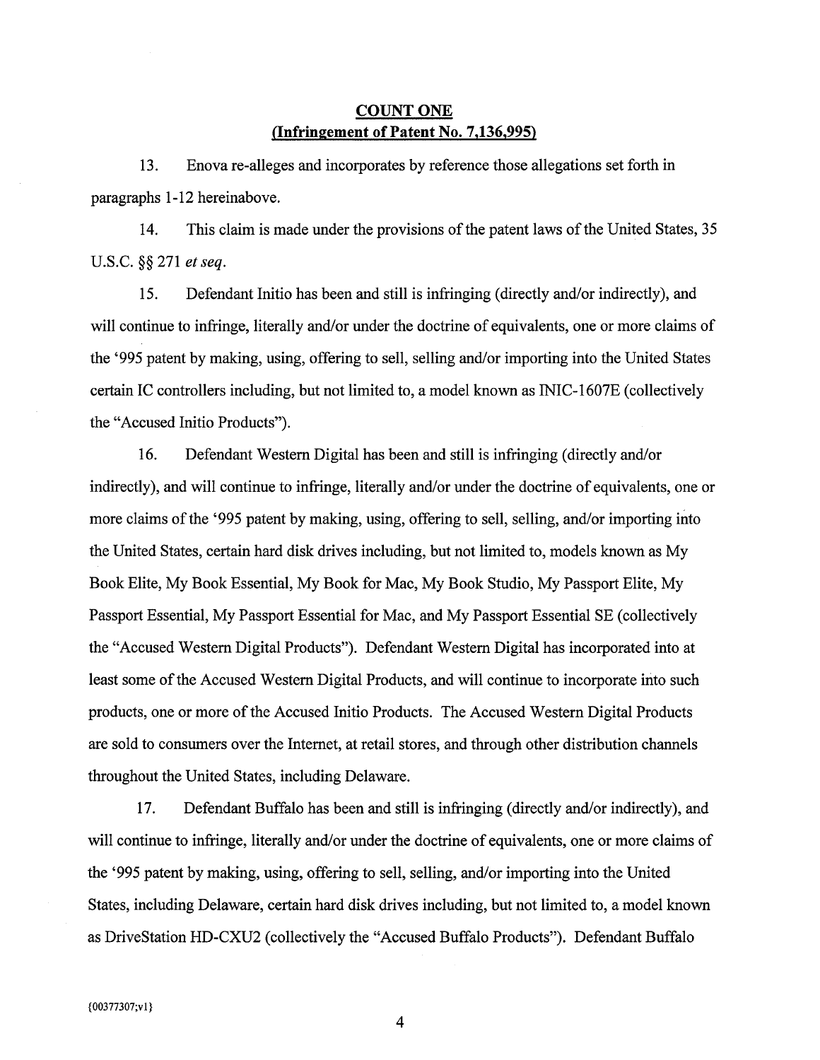**COUNT ONE**
**(Infringement of Patent No. 7,136,995)**

13. Enova re-alleges and incorporates by reference those allegations set forth in paragraphs 1-12 hereinabove.

14. This claim is made under the provisions of the patent laws of the United States, 35 U.S.C. §§ 271 *et seq.*

15. Defendant Initio has been and still is infringing (directly and/or indirectly), and will continue to infringe, literally and/or under the doctrine of equivalents, one or more claims of the '995 patent by making, using, offering to sell, selling and/or importing into the United States certain IC controllers including, but not limited to, a model known as INIC-1607E (collectively the "Accused Initio Products").

16. Defendant Western Digital has been and still is infringing (directly and/or indirectly), and will continue to infringe, literally and/or under the doctrine of equivalents, one or more claims of the '995 patent by making, using, offering to sell, selling, and/or importing into the United States, certain hard disk drives including, but not limited to, models known as My Book Elite, My Book Essential, My Book for Mac, My Book Studio, My Passport Elite, My Passport Essential, My Passport Essential for Mac, and My Passport Essential SE (collectively the "Accused Western Digital Products"). Defendant Western Digital has incorporated into at least some of the Accused Western Digital Products, and will continue to incorporate into such products, one or more of the Accused Initio Products. The Accused Western Digital Products are sold to consumers over the Internet, at retail stores, and through other distribution channels throughout the United States, including Delaware.

17. Defendant Buffalo has been and still is infringing (directly and/or indirectly), and will continue to infringe, literally and/or under the doctrine of equivalents, one or more claims of the '995 patent by making, using, offering to sell, selling, and/or importing into the United States, including Delaware, certain hard disk drives including, but not limited to, a model known as DriveStation HD-CXU2 (collectively the "Accused Buffalo Products"). Defendant Buffalo

{00377307;v1}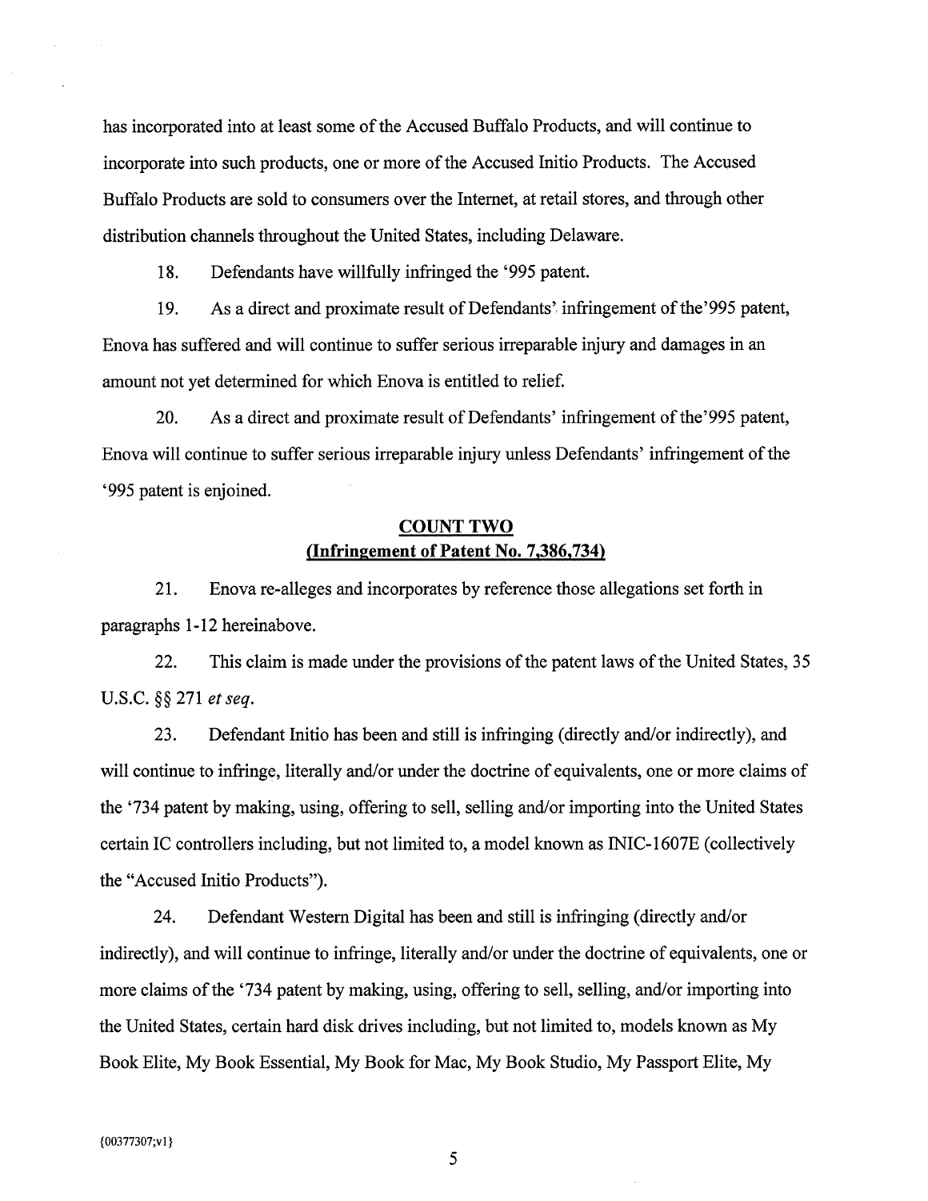has incorporated into at least some of the Accused Buffalo Products, and will continue to incorporate into such products, one or more of the Accused Initio Products. The Accused Buffalo Products are sold to consumers over the Internet, at retail stores, and through other distribution channels throughout the United States, including Delaware.

18. Defendants have willfully infringed the '995 patent.

19. As a direct and proximate result of Defendants' infringement of the'995 patent, Enova has suffered and will continue to suffer serious irreparable injury and damages in an amount not yet determined for which Enova is entitled to relief.

20. As a direct and proximate result of Defendants' infringement of the'995 patent, Enova will continue to suffer serious irreparable injury unless Defendants' infringement of the '995 patent is enjoined.

## COUNT TWO
## (Infringement of Patent No. 7,386,734)

21. Enova re-alleges and incorporates by reference those allegations set forth in paragraphs 1-12 hereinabove.

22. This claim is made under the provisions of the patent laws of the United States, 35 U.S.C. §§ 271 *et seq*.

23. Defendant Initio has been and still is infringing (directly and/or indirectly), and will continue to infringe, literally and/or under the doctrine of equivalents, one or more claims of the '734 patent by making, using, offering to sell, selling and/or importing into the United States certain IC controllers including, but not limited to, a model known as INIC-1607E (collectively the "Accused Initio Products").

24. Defendant Western Digital has been and still is infringing (directly and/or indirectly), and will continue to infringe, literally and/or under the doctrine of equivalents, one or more claims of the '734 patent by making, using, offering to sell, selling, and/or importing into the United States, certain hard disk drives including, but not limited to, models known as My Book Elite, My Book Essential, My Book for Mac, My Book Studio, My Passport Elite, My

{00377307;v1}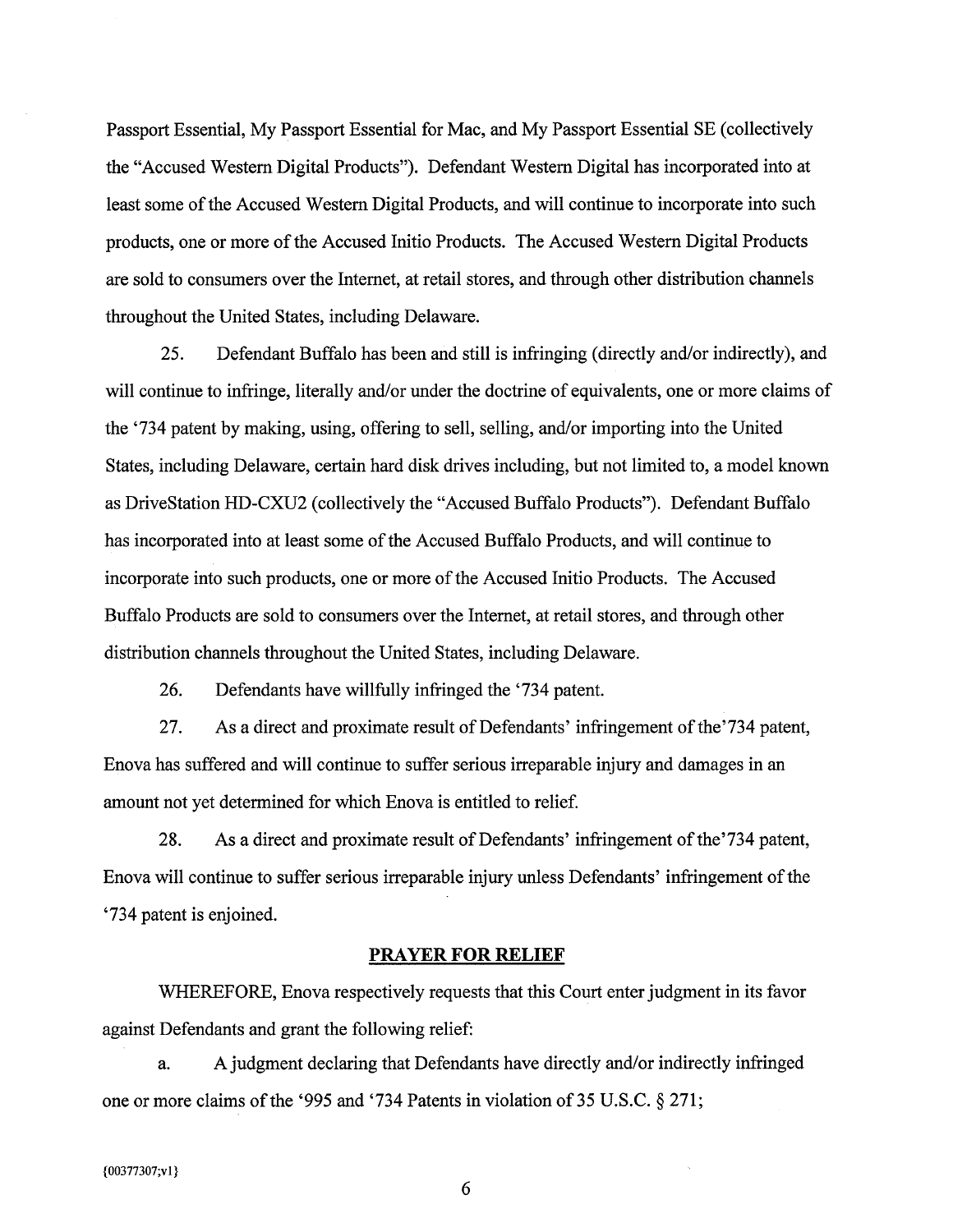Passport Essential, My Passport Essential for Mac, and My Passport Essential SE (collectively the "Accused Western Digital Products"). Defendant Western Digital has incorporated into at least some of the Accused Western Digital Products, and will continue to incorporate into such products, one or more of the Accused Initio Products. The Accused Western Digital Products are sold to consumers over the Internet, at retail stores, and through other distribution channels throughout the United States, including Delaware.

25. Defendant Buffalo has been and still is infringing (directly and/or indirectly), and will continue to infringe, literally and/or under the doctrine of equivalents, one or more claims of the '734 patent by making, using, offering to sell, selling, and/or importing into the United States, including Delaware, certain hard disk drives including, but not limited to, a model known as DriveStation HD-CXU2 (collectively the "Accused Buffalo Products"). Defendant Buffalo has incorporated into at least some of the Accused Buffalo Products, and will continue to incorporate into such products, one or more of the Accused Initio Products. The Accused Buffalo Products are sold to consumers over the Internet, at retail stores, and through other distribution channels throughout the United States, including Delaware.

26. Defendants have willfully infringed the '734 patent.

27. As a direct and proximate result of Defendants' infringement of the'734 patent, Enova has suffered and will continue to suffer serious irreparable injury and damages in an amount not yet determined for which Enova is entitled to relief.

28. As a direct and proximate result of Defendants' infringement of the'734 patent, Enova will continue to suffer serious irreparable injury unless Defendants' infringement of the '734 patent is enjoined.

## PRAYER FOR RELIEF

WHEREFORE, Enova respectively requests that this Court enter judgment in its favor against Defendants and grant the following relief:

a. A judgment declaring that Defendants have directly and/or indirectly infringed one or more claims of the '995 and '734 Patents in violation of 35 U.S.C. § 271;

{00377307;v1}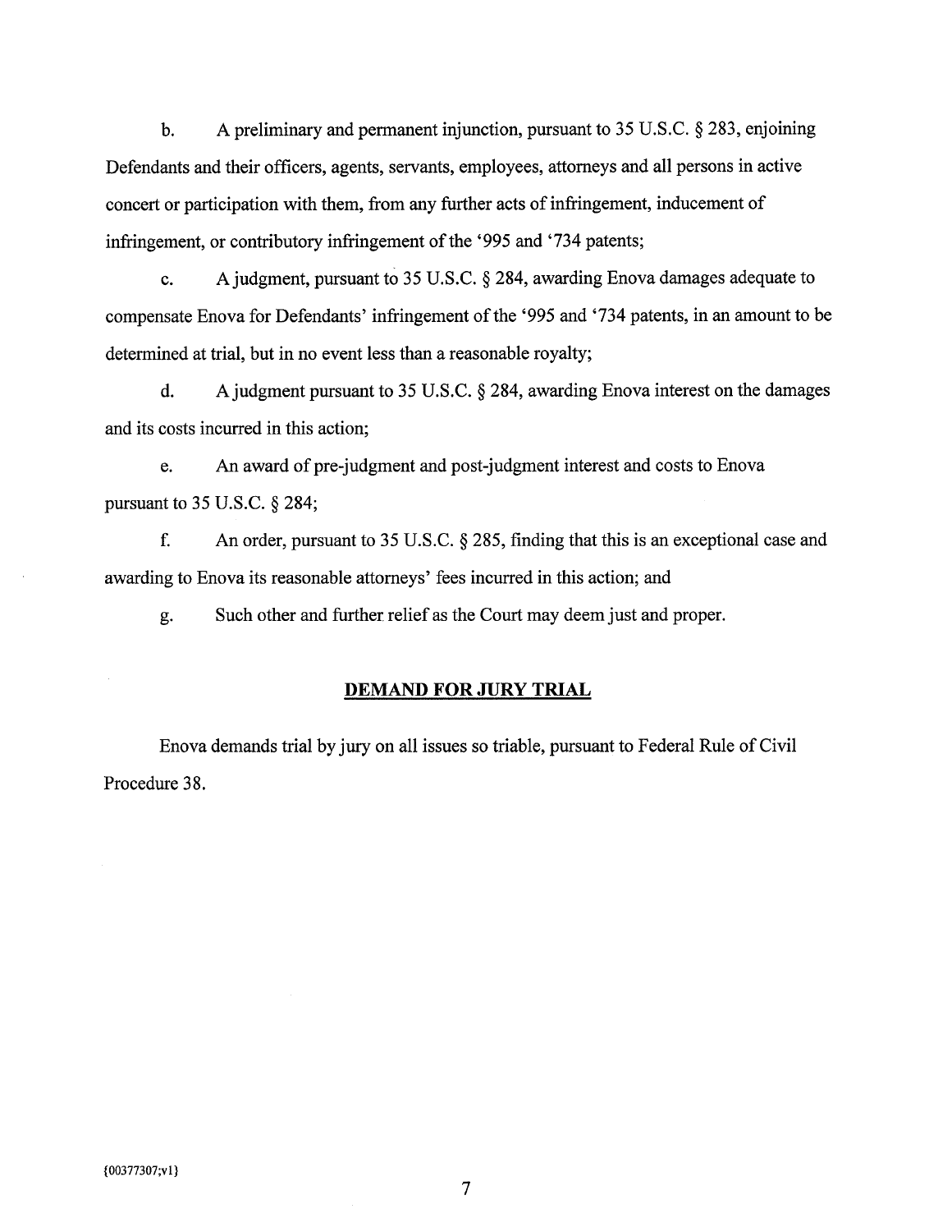b. A preliminary and permanent injunction, pursuant to 35 U.S.C. § 283, enjoining Defendants and their officers, agents, servants, employees, attorneys and all persons in active concert or participation with them, from any further acts of infringement, inducement of infringement, or contributory infringement of the '995 and '734 patents;

c. A judgment, pursuant to 35 U.S.C. § 284, awarding Enova damages adequate to compensate Enova for Defendants' infringement of the '995 and '734 patents, in an amount to be determined at trial, but in no event less than a reasonable royalty;

d. A judgment pursuant to 35 U.S.C. § 284, awarding Enova interest on the damages and its costs incurred in this action;

e. An award of pre-judgment and post-judgment interest and costs to Enova pursuant to 35 U.S.C. § 284;

f. An order, pursuant to 35 U.S.C. § 285, finding that this is an exceptional case and awarding to Enova its reasonable attorneys' fees incurred in this action; and

g. Such other and further relief as the Court may deem just and proper.

**DEMAND FOR JURY TRIAL**

Enova demands trial by jury on all issues so triable, pursuant to Federal Rule of Civil Procedure 38.

{00377307;v1}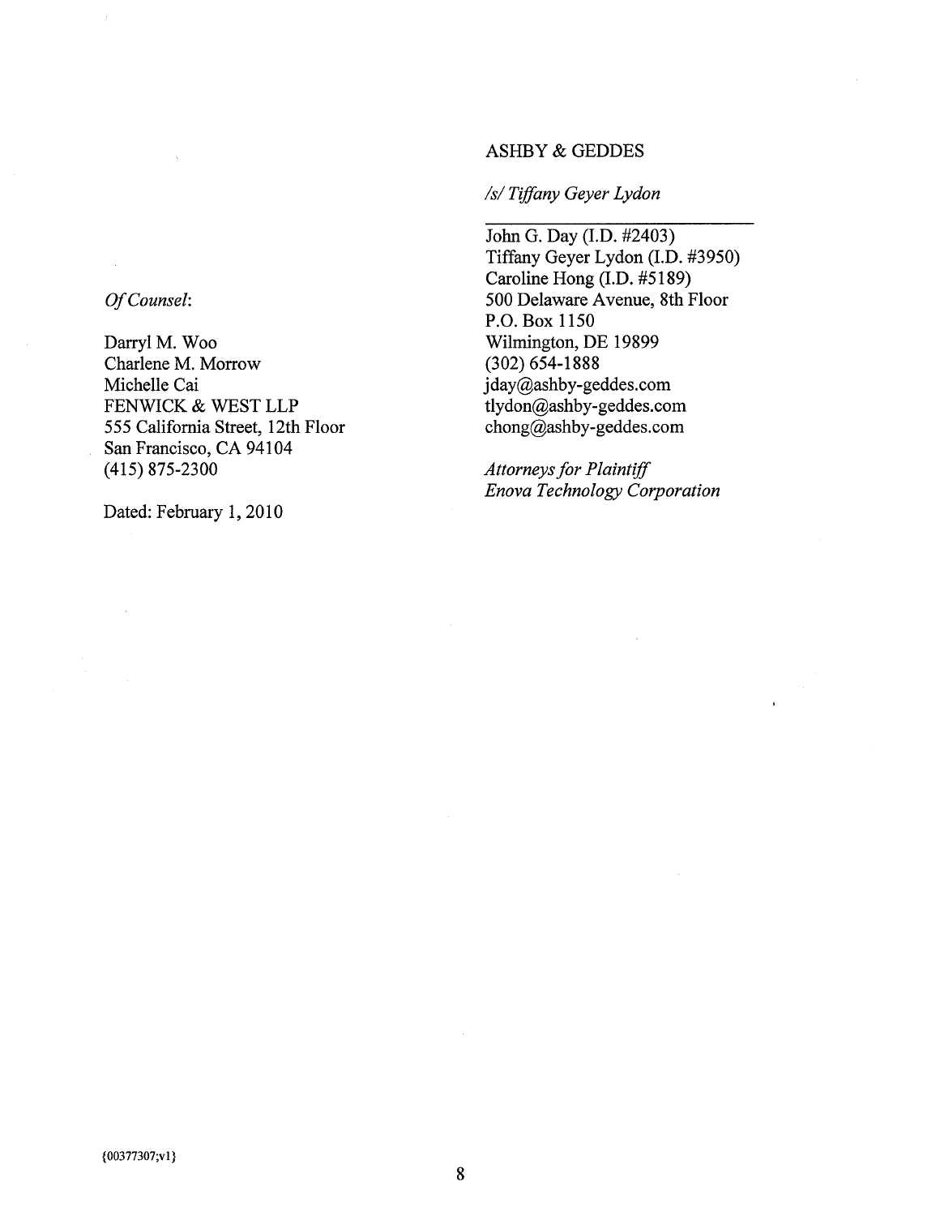ASHBY & GEDDES

*/s/ Tiffany Geyer Lydon*

John G. Day (I.D. #2403)
Tiffany Geyer Lydon (I.D. #3950)
Caroline Hong (I.D. #5189)
500 Delaware Avenue, 8th Floor
P.O. Box 1150
Wilmington, DE 19899
(302) 654-1888
jday@ashby-geddes.com
tlydon@ashby-geddes.com
chong@ashby-geddes.com

*Attorneys for Plaintiff*
*Enova Technology Corporation*

*Of Counsel*:

Darryl M. Woo
Charlene M. Morrow
Michelle Cai
FENWICK & WEST LLP
555 California Street, 12th Floor
San Francisco, CA 94104
(415) 875-2300

Dated: February 1, 2010

{00377307;v1}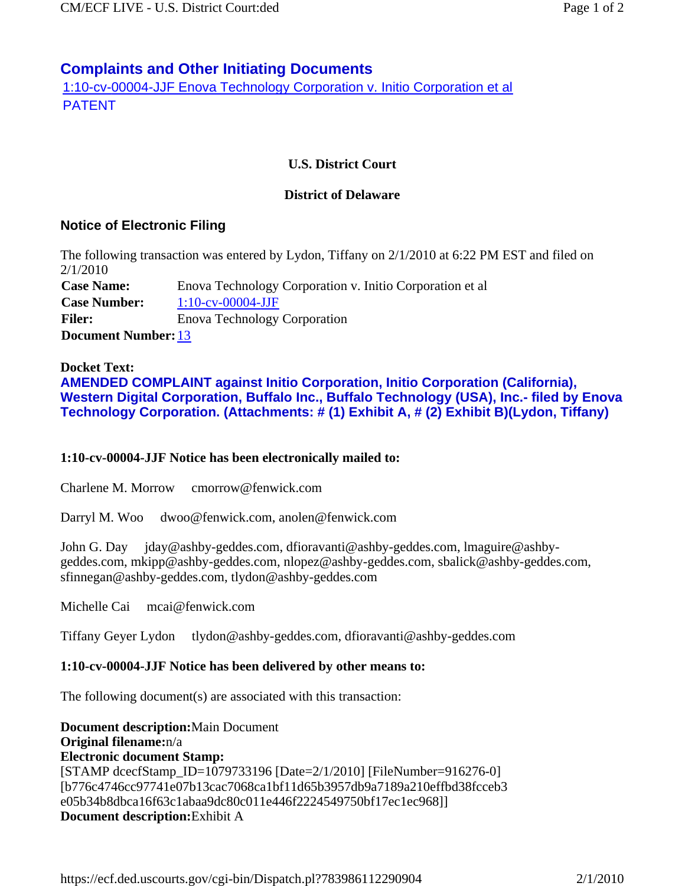# Complaints and Other Initiating Documents

1:10-cv-00004-JJF Enova Technology Corporation v. Initio Corporation et al
PATENT

**U.S. District Court**

**District of Delaware**

## Notice of Electronic Filing

The following transaction was entered by Lydon, Tiffany on 2/1/2010 at 6:22 PM EST and filed on 2/1/2010

| | |
|---|---|
| **Case Name:** | Enova Technology Corporation v. Initio Corporation et al |
| **Case Number:** | 1:10-cv-00004-JJF |
| **Filer:** | Enova Technology Corporation |
| **Document Number:** | 13 |

**Docket Text:**
**AMENDED COMPLAINT against Initio Corporation, Initio Corporation (California), Western Digital Corporation, Buffalo Inc., Buffalo Technology (USA), Inc.- filed by Enova Technology Corporation. (Attachments: # (1) Exhibit A, # (2) Exhibit B)(Lydon, Tiffany)**

**1:10-cv-00004-JJF Notice has been electronically mailed to:**

Charlene M. Morrow cmorrow@fenwick.com

Darryl M. Woo dwoo@fenwick.com, anolen@fenwick.com

John G. Day jday@ashby-geddes.com, dfioravanti@ashby-geddes.com, lmaguire@ashby-geddes.com, mkipp@ashby-geddes.com, nlopez@ashby-geddes.com, sbalick@ashby-geddes.com, sfinnegan@ashby-geddes.com, tlydon@ashby-geddes.com

Michelle Cai mcai@fenwick.com

Tiffany Geyer Lydon tlydon@ashby-geddes.com, dfioravanti@ashby-geddes.com

**1:10-cv-00004-JJF Notice has been delivered by other means to:**

The following document(s) are associated with this transaction:

**Document description:**Main Document
**Original filename:**n/a
**Electronic document Stamp:**
[STAMP dcecfStamp_ID=1079733196 [Date=2/1/2010] [FileNumber=916276-0] [b776c4746cc97741e07b13cac7068ca1bf11d65b3957db9a7189a210effbd38fcceb3 e05b34b8dbca16f63c1abaa9dc80c011e446f2224549750bf17ec1ec968]]
**Document description:**Exhibit A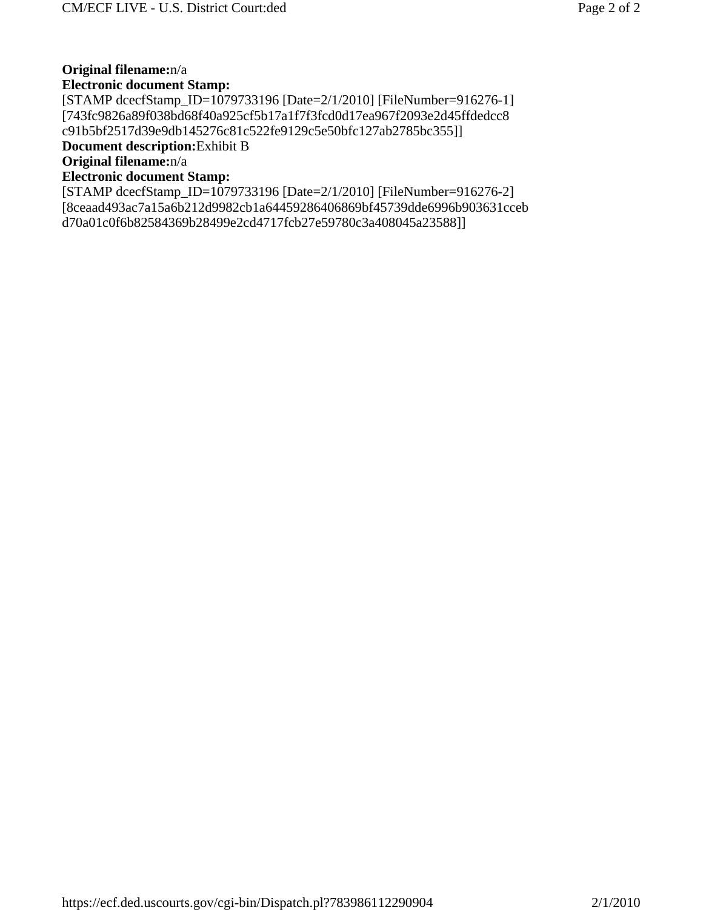**Original filename:**n/a
**Electronic document Stamp:**
[STAMP dcecfStamp_ID=1079733196 [Date=2/1/2010] [FileNumber=916276-1]
[743fc9826a89f038bd68f40a925cf5b17a1f7f3fcd0d17ea967f2093e2d45ffdedcc8
c91b5bf2517d39e9db145276c81c522fe9129c5e50bfc127ab2785bc355]]
**Document description:**Exhibit B
**Original filename:**n/a
**Electronic document Stamp:**
[STAMP dcecfStamp_ID=1079733196 [Date=2/1/2010] [FileNumber=916276-2]
[8ceaad493ac7a15a6b212d9982cb1a64459286406869bf45739dde6996b903631cceb
d70a01c0f6b82584369b28499e2cd4717fcb27e59780c3a408045a23588]]